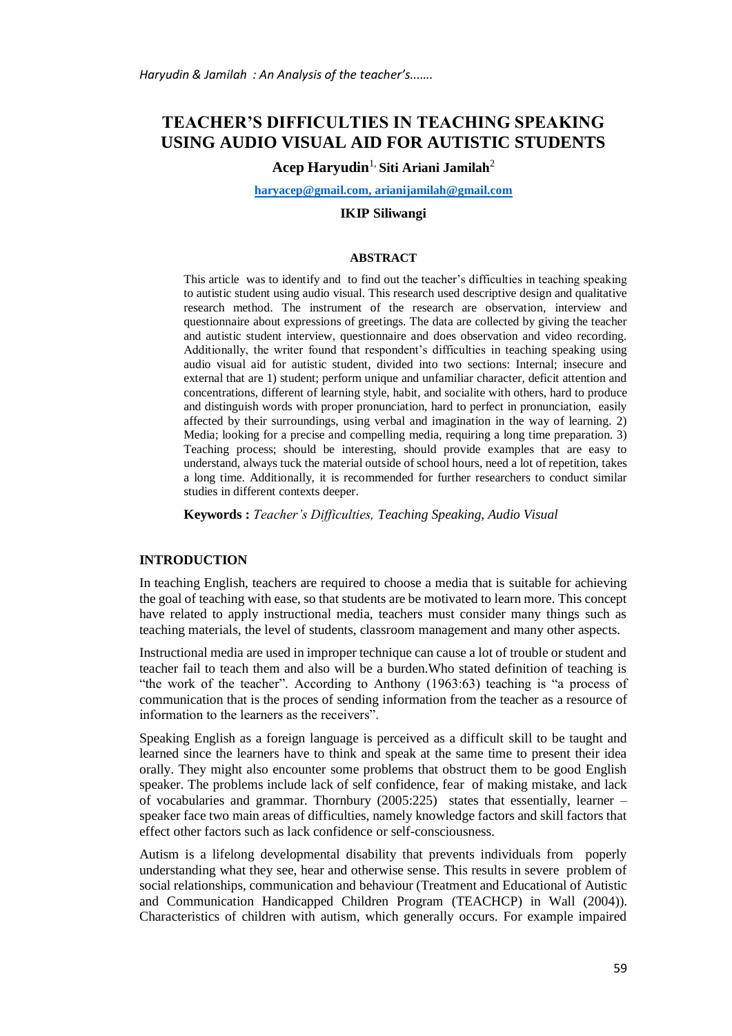# TEACHER'S DIFFICULTIES IN TEACHING SPEAKING USING AUDIO VISUAL AID FOR AUTISTIC STUDENTS

**Acep Haryudin**[1,] **Siti Ariani Jamilah**[2]

haryacep@gmail.com, arianijamilah@gmail.com

**IKIP Siliwangi**

## ABSTRACT

This article was to identify and to find out the teacher's difficulties in teaching speaking to autistic student using audio visual. This research used descriptive design and qualitative research method. The instrument of the research are observation, interview and questionnaire about expressions of greetings. The data are collected by giving the teacher and autistic student interview, questionnaire and does observation and video recording. Additionally, the writer found that respondent's difficulties in teaching speaking using audio visual aid for autistic student, divided into two sections: Internal; insecure and external that are 1) student; perform unique and unfamiliar character, deficit attention and concentrations, different of learning style, habit, and socialite with others, hard to produce and distinguish words with proper pronunciation, hard to perfect in pronunciation, easily affected by their surroundings, using verbal and imagination in the way of learning. 2) Media; looking for a precise and compelling media, requiring a long time preparation. 3) Teaching process; should be interesting, should provide examples that are easy to understand, always tuck the material outside of school hours, need a lot of repetition, takes a long time. Additionally, it is recommended for further researchers to conduct similar studies in different contexts deeper.

**Keywords :** *Teacher's Difficulties, Teaching Speaking, Audio Visual*

## INTRODUCTION

In teaching English, teachers are required to choose a media that is suitable for achieving the goal of teaching with ease, so that students are be motivated to learn more. This concept have related to apply instructional media, teachers must consider many things such as teaching materials, the level of students, classroom management and many other aspects.

Instructional media are used in improper technique can cause a lot of trouble or student and teacher fail to teach them and also will be a burden.Who stated definition of teaching is "the work of the teacher". According to Anthony (1963:63) teaching is "a process of communication that is the proces of sending information from the teacher as a resource of information to the learners as the receivers".

Speaking English as a foreign language is perceived as a difficult skill to be taught and learned since the learners have to think and speak at the same time to present their idea orally. They might also encounter some problems that obstruct them to be good English speaker. The problems include lack of self confidence, fear of making mistake, and lack of vocabularies and grammar. Thornbury (2005:225) states that essentially, learner – speaker face two main areas of difficulties, namely knowledge factors and skill factors that effect other factors such as lack confidence or self-consciousness.

Autism is a lifelong developmental disability that prevents individuals from poperly understanding what they see, hear and otherwise sense. This results in severe problem of social relationships, communication and behaviour (Treatment and Educational of Autistic and Communication Handicapped Children Program (TEACHCP) in Wall (2004)). Characteristics of children with autism, which generally occurs. For example impaired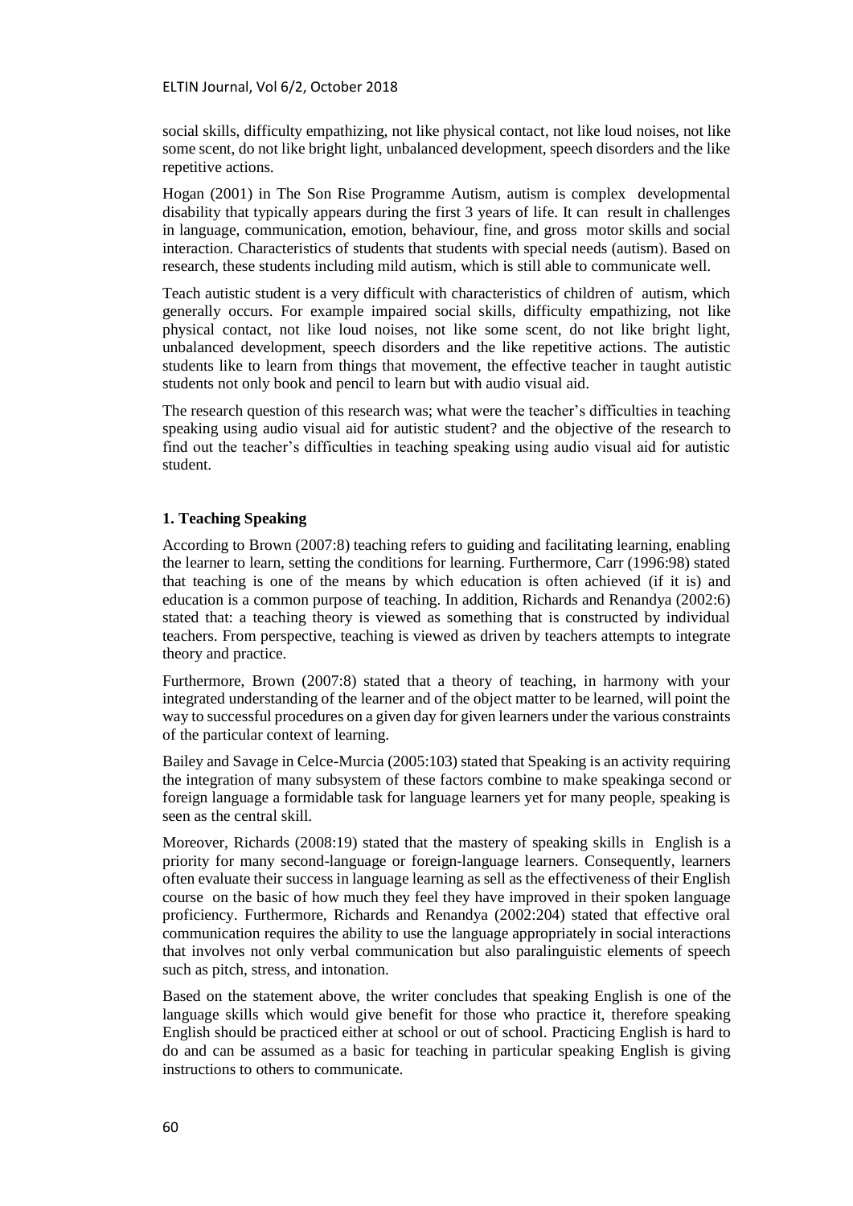social skills, difficulty empathizing, not like physical contact, not like loud noises, not like some scent, do not like bright light, unbalanced development, speech disorders and the like repetitive actions.

Hogan (2001) in The Son Rise Programme Autism, autism is complex developmental disability that typically appears during the first 3 years of life. It can result in challenges in language, communication, emotion, behaviour, fine, and gross motor skills and social interaction. Characteristics of students that students with special needs (autism). Based on research, these students including mild autism, which is still able to communicate well.

Teach autistic student is a very difficult with characteristics of children of autism, which generally occurs. For example impaired social skills, difficulty empathizing, not like physical contact, not like loud noises, not like some scent, do not like bright light, unbalanced development, speech disorders and the like repetitive actions. The autistic students like to learn from things that movement, the effective teacher in taught autistic students not only book and pencil to learn but with audio visual aid.

The research question of this research was; what were the teacher's difficulties in teaching speaking using audio visual aid for autistic student? and the objective of the research to find out the teacher's difficulties in teaching speaking using audio visual aid for autistic student.

**1. Teaching Speaking**

According to Brown (2007:8) teaching refers to guiding and facilitating learning, enabling the learner to learn, setting the conditions for learning. Furthermore, Carr (1996:98) stated that teaching is one of the means by which education is often achieved (if it is) and education is a common purpose of teaching. In addition, Richards and Renandya (2002:6) stated that: a teaching theory is viewed as something that is constructed by individual teachers. From perspective, teaching is viewed as driven by teachers attempts to integrate theory and practice.

Furthermore, Brown (2007:8) stated that a theory of teaching, in harmony with your integrated understanding of the learner and of the object matter to be learned, will point the way to successful procedures on a given day for given learners under the various constraints of the particular context of learning.

Bailey and Savage in Celce-Murcia (2005:103) stated that Speaking is an activity requiring the integration of many subsystem of these factors combine to make speakinga second or foreign language a formidable task for language learners yet for many people, speaking is seen as the central skill.

Moreover, Richards (2008:19) stated that the mastery of speaking skills in English is a priority for many second-language or foreign-language learners. Consequently, learners often evaluate their success in language learning as sell as the effectiveness of their English course on the basic of how much they feel they have improved in their spoken language proficiency. Furthermore, Richards and Renandya (2002:204) stated that effective oral communication requires the ability to use the language appropriately in social interactions that involves not only verbal communication but also paralinguistic elements of speech such as pitch, stress, and intonation.

Based on the statement above, the writer concludes that speaking English is one of the language skills which would give benefit for those who practice it, therefore speaking English should be practiced either at school or out of school. Practicing English is hard to do and can be assumed as a basic for teaching in particular speaking English is giving instructions to others to communicate.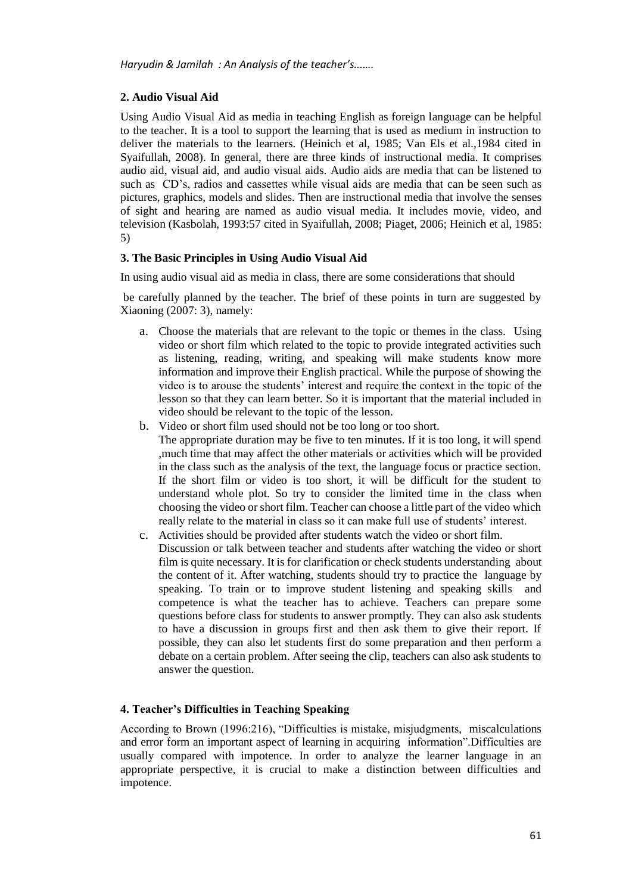## 2. Audio Visual Aid

Using Audio Visual Aid as media in teaching English as foreign language can be helpful to the teacher. It is a tool to support the learning that is used as medium in instruction to deliver the materials to the learners. (Heinich et al, 1985; Van Els et al.,1984 cited in Syaifullah, 2008). In general, there are three kinds of instructional media. It comprises audio aid, visual aid, and audio visual aids. Audio aids are media that can be listened to such as CD's, radios and cassettes while visual aids are media that can be seen such as pictures, graphics, models and slides. Then are instructional media that involve the senses of sight and hearing are named as audio visual media. It includes movie, video, and television (Kasbolah, 1993:57 cited in Syaifullah, 2008; Piaget, 2006; Heinich et al, 1985: 5)

## 3. The Basic Principles in Using Audio Visual Aid

In using audio visual aid as media in class, there are some considerations that should

be carefully planned by the teacher. The brief of these points in turn are suggested by Xiaoning (2007: 3), namely:

a. Choose the materials that are relevant to the topic or themes in the class. Using video or short film which related to the topic to provide integrated activities such as listening, reading, writing, and speaking will make students know more information and improve their English practical. While the purpose of showing the video is to arouse the students' interest and require the context in the topic of the lesson so that they can learn better. So it is important that the material included in video should be relevant to the topic of the lesson.

b. Video or short film used should not be too long or too short.
The appropriate duration may be five to ten minutes. If it is too long, it will spend ,much time that may affect the other materials or activities which will be provided in the class such as the analysis of the text, the language focus or practice section. If the short film or video is too short, it will be difficult for the student to understand whole plot. So try to consider the limited time in the class when choosing the video or short film. Teacher can choose a little part of the video which really relate to the material in class so it can make full use of students' interest.

c. Activities should be provided after students watch the video or short film.
Discussion or talk between teacher and students after watching the video or short film is quite necessary. It is for clarification or check students understanding about the content of it. After watching, students should try to practice the language by speaking. To train or to improve student listening and speaking skills and competence is what the teacher has to achieve. Teachers can prepare some questions before class for students to answer promptly. They can also ask students to have a discussion in groups first and then ask them to give their report. If possible, they can also let students first do some preparation and then perform a debate on a certain problem. After seeing the clip, teachers can also ask students to answer the question.

## 4. Teacher's Difficulties in Teaching Speaking

According to Brown (1996:216), "Difficulties is mistake, misjudgments, miscalculations and error form an important aspect of learning in acquiring information".Difficulties are usually compared with impotence. In order to analyze the learner language in an appropriate perspective, it is crucial to make a distinction between difficulties and impotence.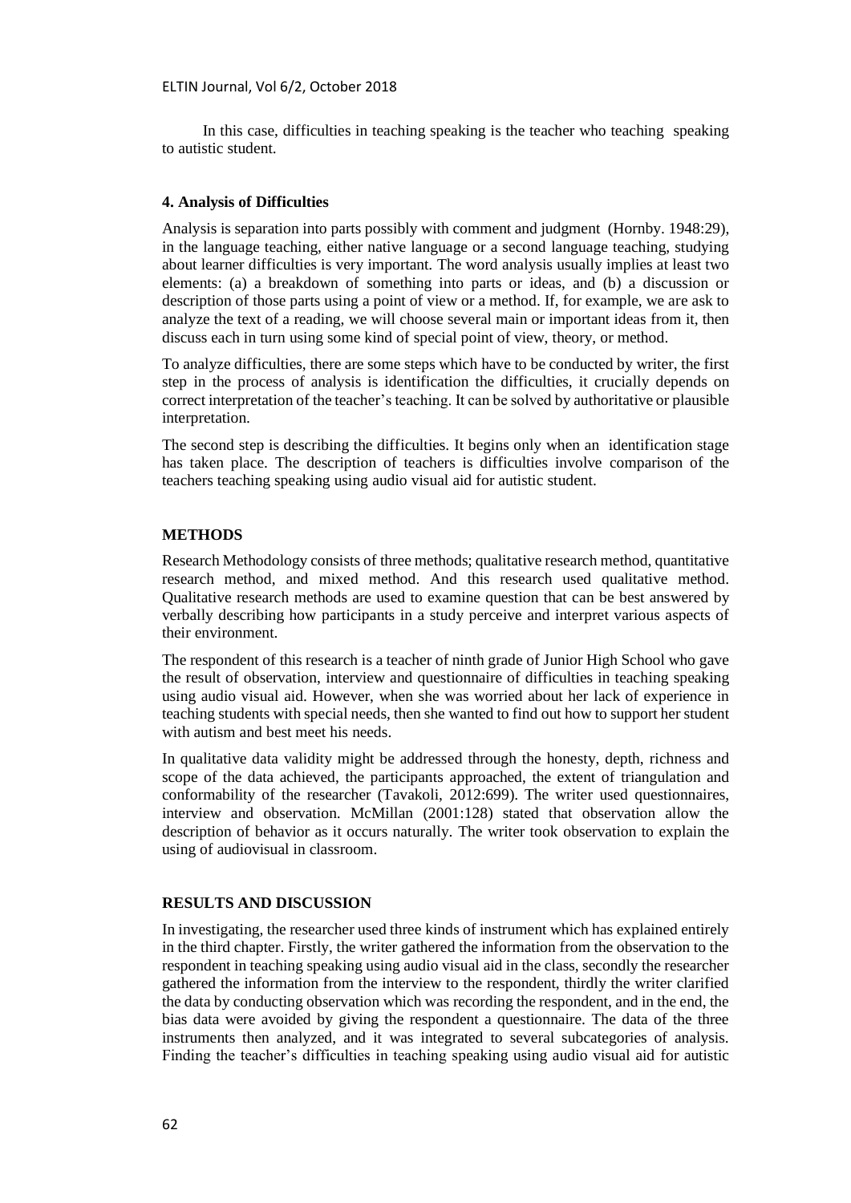In this case, difficulties in teaching speaking is the teacher who teaching speaking to autistic student.

### 4. Analysis of Difficulties

Analysis is separation into parts possibly with comment and judgment (Hornby. 1948:29), in the language teaching, either native language or a second language teaching, studying about learner difficulties is very important. The word analysis usually implies at least two elements: (a) a breakdown of something into parts or ideas, and (b) a discussion or description of those parts using a point of view or a method. If, for example, we are ask to analyze the text of a reading, we will choose several main or important ideas from it, then discuss each in turn using some kind of special point of view, theory, or method.

To analyze difficulties, there are some steps which have to be conducted by writer, the first step in the process of analysis is identification the difficulties, it crucially depends on correct interpretation of the teacher's teaching. It can be solved by authoritative or plausible interpretation.

The second step is describing the difficulties. It begins only when an identification stage has taken place. The description of teachers is difficulties involve comparison of the teachers teaching speaking using audio visual aid for autistic student.

## METHODS

Research Methodology consists of three methods; qualitative research method, quantitative research method, and mixed method. And this research used qualitative method. Qualitative research methods are used to examine question that can be best answered by verbally describing how participants in a study perceive and interpret various aspects of their environment.

The respondent of this research is a teacher of ninth grade of Junior High School who gave the result of observation, interview and questionnaire of difficulties in teaching speaking using audio visual aid. However, when she was worried about her lack of experience in teaching students with special needs, then she wanted to find out how to support her student with autism and best meet his needs.

In qualitative data validity might be addressed through the honesty, depth, richness and scope of the data achieved, the participants approached, the extent of triangulation and conformability of the researcher (Tavakoli, 2012:699). The writer used questionnaires, interview and observation. McMillan (2001:128) stated that observation allow the description of behavior as it occurs naturally. The writer took observation to explain the using of audiovisual in classroom.

## RESULTS AND DISCUSSION

In investigating, the researcher used three kinds of instrument which has explained entirely in the third chapter. Firstly, the writer gathered the information from the observation to the respondent in teaching speaking using audio visual aid in the class, secondly the researcher gathered the information from the interview to the respondent, thirdly the writer clarified the data by conducting observation which was recording the respondent, and in the end, the bias data were avoided by giving the respondent a questionnaire. The data of the three instruments then analyzed, and it was integrated to several subcategories of analysis. Finding the teacher's difficulties in teaching speaking using audio visual aid for autistic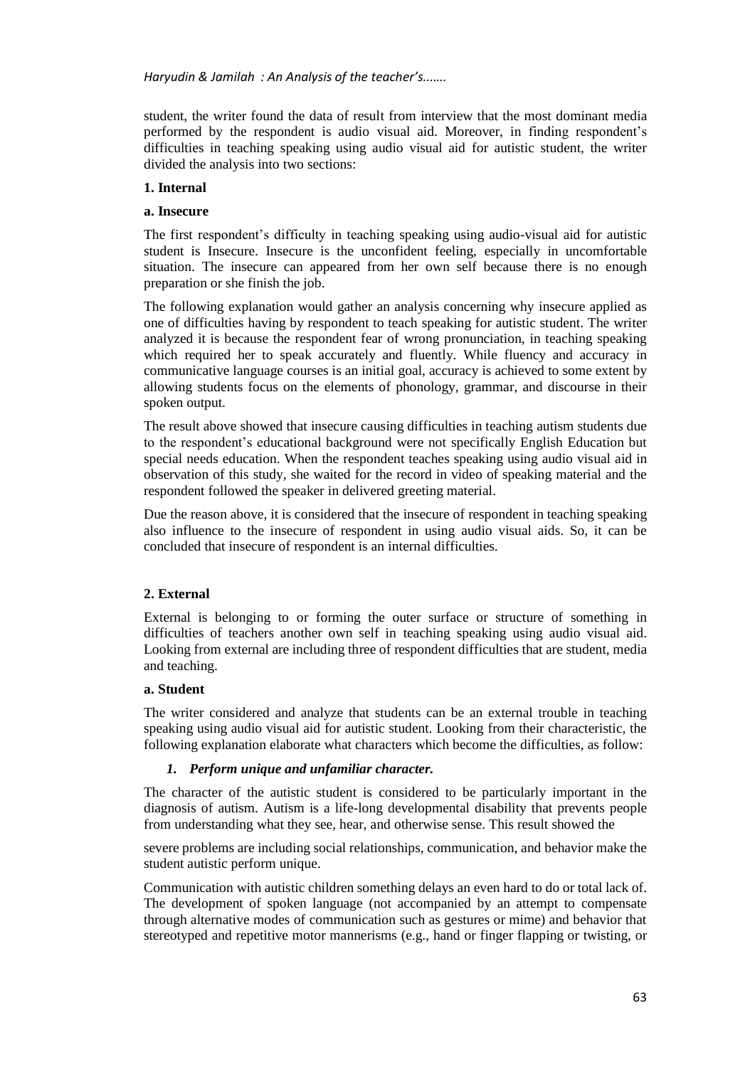student, the writer found the data of result from interview that the most dominant media performed by the respondent is audio visual aid. Moreover, in finding respondent's difficulties in teaching speaking using audio visual aid for autistic student, the writer divided the analysis into two sections:

**1. Internal**

**a. Insecure**

The first respondent's difficulty in teaching speaking using audio-visual aid for autistic student is Insecure. Insecure is the unconfident feeling, especially in uncomfortable situation. The insecure can appeared from her own self because there is no enough preparation or she finish the job.

The following explanation would gather an analysis concerning why insecure applied as one of difficulties having by respondent to teach speaking for autistic student. The writer analyzed it is because the respondent fear of wrong pronunciation, in teaching speaking which required her to speak accurately and fluently. While fluency and accuracy in communicative language courses is an initial goal, accuracy is achieved to some extent by allowing students focus on the elements of phonology, grammar, and discourse in their spoken output.

The result above showed that insecure causing difficulties in teaching autism students due to the respondent's educational background were not specifically English Education but special needs education. When the respondent teaches speaking using audio visual aid in observation of this study, she waited for the record in video of speaking material and the respondent followed the speaker in delivered greeting material.

Due the reason above, it is considered that the insecure of respondent in teaching speaking also influence to the insecure of respondent in using audio visual aids. So, it can be concluded that insecure of respondent is an internal difficulties.

**2. External**

External is belonging to or forming the outer surface or structure of something in difficulties of teachers another own self in teaching speaking using audio visual aid. Looking from external are including three of respondent difficulties that are student, media and teaching.

**a. Student**

The writer considered and analyze that students can be an external trouble in teaching speaking using audio visual aid for autistic student. Looking from their characteristic, the following explanation elaborate what characters which become the difficulties, as follow:

***1. Perform unique and unfamiliar character.***

The character of the autistic student is considered to be particularly important in the diagnosis of autism. Autism is a life-long developmental disability that prevents people from understanding what they see, hear, and otherwise sense. This result showed the severe problems are including social relationships, communication, and behavior make the student autistic perform unique.

Communication with autistic children something delays an even hard to do or total lack of. The development of spoken language (not accompanied by an attempt to compensate through alternative modes of communication such as gestures or mime) and behavior that stereotyped and repetitive motor mannerisms (e.g., hand or finger flapping or twisting, or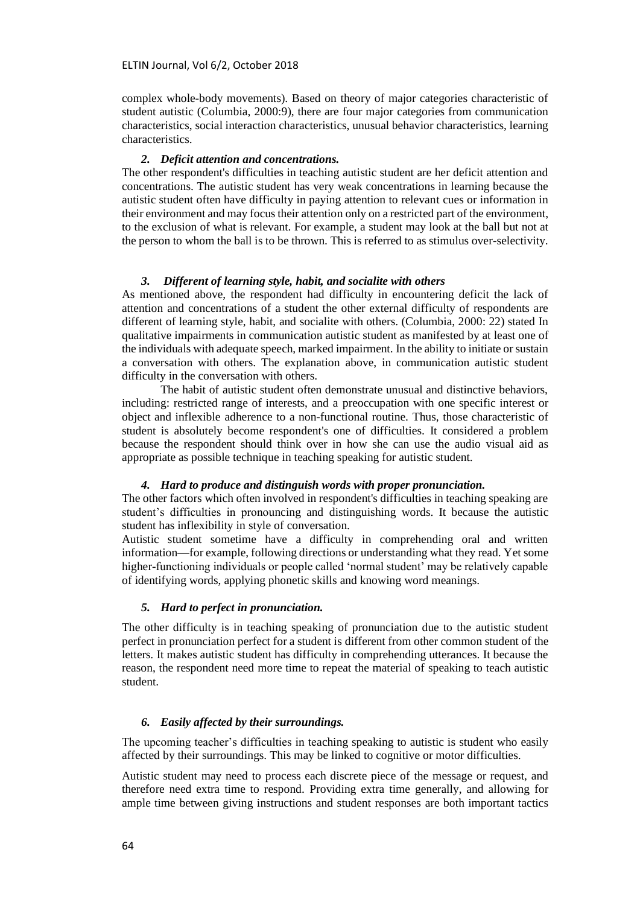complex whole-body movements). Based on theory of major categories characteristic of student autistic (Columbia, 2000:9), there are four major categories from communication characteristics, social interaction characteristics, unusual behavior characteristics, learning characteristics.

### *2. Deficit attention and concentrations.*

The other respondent's difficulties in teaching autistic student are her deficit attention and concentrations. The autistic student has very weak concentrations in learning because the autistic student often have difficulty in paying attention to relevant cues or information in their environment and may focus their attention only on a restricted part of the environment, to the exclusion of what is relevant. For example, a student may look at the ball but not at the person to whom the ball is to be thrown. This is referred to as stimulus over-selectivity.

### *3. Different of learning style, habit, and socialite with others*

As mentioned above, the respondent had difficulty in encountering deficit the lack of attention and concentrations of a student the other external difficulty of respondents are different of learning style, habit, and socialite with others. (Columbia, 2000: 22) stated In qualitative impairments in communication autistic student as manifested by at least one of the individuals with adequate speech, marked impairment. In the ability to initiate or sustain a conversation with others. The explanation above, in communication autistic student difficulty in the conversation with others.

The habit of autistic student often demonstrate unusual and distinctive behaviors, including: restricted range of interests, and a preoccupation with one specific interest or object and inflexible adherence to a non-functional routine. Thus, those characteristic of student is absolutely become respondent's one of difficulties. It considered a problem because the respondent should think over in how she can use the audio visual aid as appropriate as possible technique in teaching speaking for autistic student.

### *4. Hard to produce and distinguish words with proper pronunciation.*

The other factors which often involved in respondent's difficulties in teaching speaking are student's difficulties in pronouncing and distinguishing words. It because the autistic student has inflexibility in style of conversation.

Autistic student sometime have a difficulty in comprehending oral and written information—for example, following directions or understanding what they read. Yet some higher-functioning individuals or people called 'normal student' may be relatively capable of identifying words, applying phonetic skills and knowing word meanings.

### *5. Hard to perfect in pronunciation.*

The other difficulty is in teaching speaking of pronunciation due to the autistic student perfect in pronunciation perfect for a student is different from other common student of the letters. It makes autistic student has difficulty in comprehending utterances. It because the reason, the respondent need more time to repeat the material of speaking to teach autistic student.

### *6. Easily affected by their surroundings.*

The upcoming teacher's difficulties in teaching speaking to autistic is student who easily affected by their surroundings. This may be linked to cognitive or motor difficulties.

Autistic student may need to process each discrete piece of the message or request, and therefore need extra time to respond. Providing extra time generally, and allowing for ample time between giving instructions and student responses are both important tactics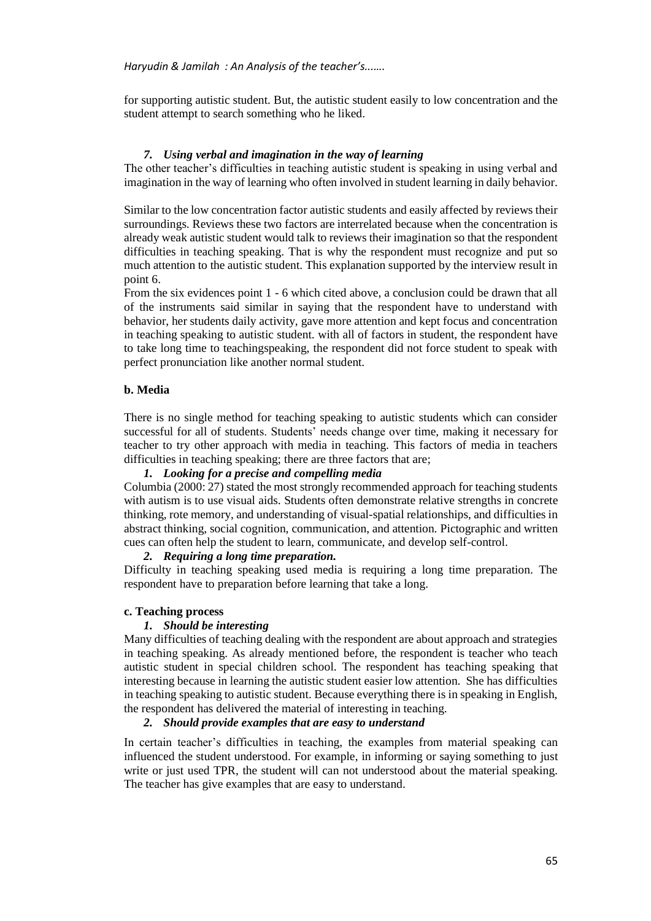for supporting autistic student. But, the autistic student easily to low concentration and the student attempt to search something who he liked.

*7. Using verbal and imagination in the way of learning*

The other teacher's difficulties in teaching autistic student is speaking in using verbal and imagination in the way of learning who often involved in student learning in daily behavior.

Similar to the low concentration factor autistic students and easily affected by reviews their surroundings. Reviews these two factors are interrelated because when the concentration is already weak autistic student would talk to reviews their imagination so that the respondent difficulties in teaching speaking. That is why the respondent must recognize and put so much attention to the autistic student. This explanation supported by the interview result in point 6.

From the six evidences point 1 - 6 which cited above, a conclusion could be drawn that all of the instruments said similar in saying that the respondent have to understand with behavior, her students daily activity, gave more attention and kept focus and concentration in teaching speaking to autistic student. with all of factors in student, the respondent have to take long time to teachingspeaking, the respondent did not force student to speak with perfect pronunciation like another normal student.

**b. Media**

There is no single method for teaching speaking to autistic students which can consider successful for all of students. Students' needs change over time, making it necessary for teacher to try other approach with media in teaching. This factors of media in teachers difficulties in teaching speaking; there are three factors that are;

*1. Looking for a precise and compelling media*

Columbia (2000: 27) stated the most strongly recommended approach for teaching students with autism is to use visual aids. Students often demonstrate relative strengths in concrete thinking, rote memory, and understanding of visual-spatial relationships, and difficulties in abstract thinking, social cognition, communication, and attention. Pictographic and written cues can often help the student to learn, communicate, and develop self-control.

*2. Requiring a long time preparation.*

Difficulty in teaching speaking used media is requiring a long time preparation. The respondent have to preparation before learning that take a long.

**c. Teaching process**

*1. Should be interesting*

Many difficulties of teaching dealing with the respondent are about approach and strategies in teaching speaking. As already mentioned before, the respondent is teacher who teach autistic student in special children school. The respondent has teaching speaking that interesting because in learning the autistic student easier low attention. She has difficulties in teaching speaking to autistic student. Because everything there is in speaking in English, the respondent has delivered the material of interesting in teaching.

*2. Should provide examples that are easy to understand*

In certain teacher's difficulties in teaching, the examples from material speaking can influenced the student understood. For example, in informing or saying something to just write or just used TPR, the student will can not understood about the material speaking. The teacher has give examples that are easy to understand.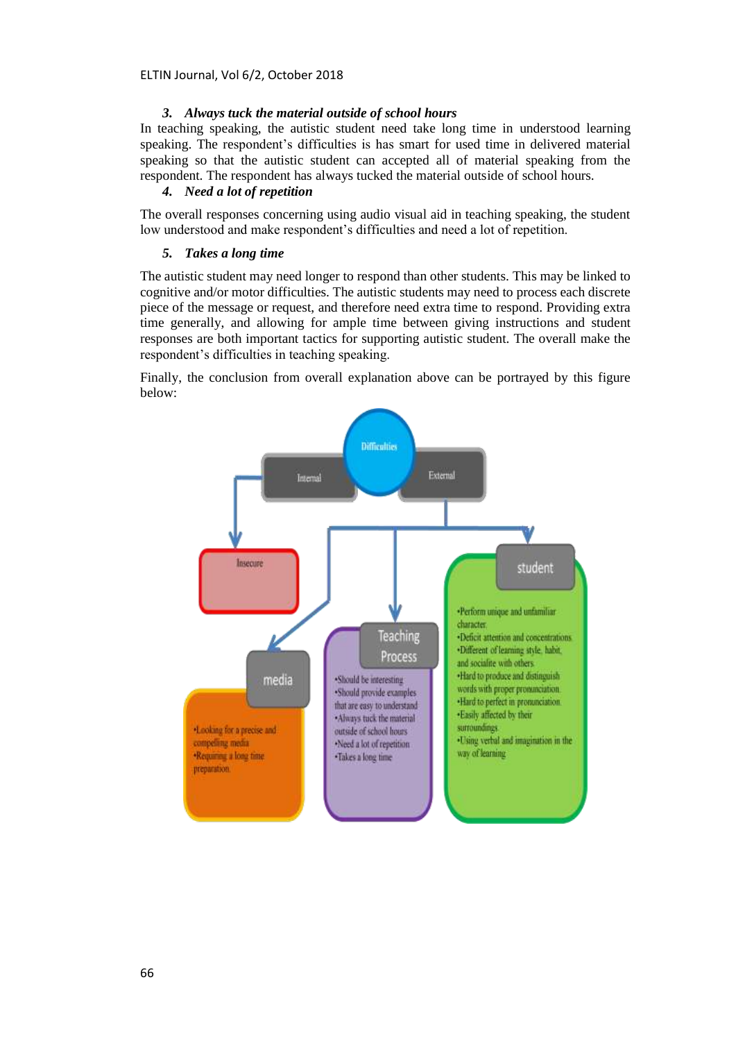### 3. *Always tuck the material outside of school hours*

In teaching speaking, the autistic student need take long time in understood learning speaking. The respondent's difficulties is has smart for used time in delivered material speaking so that the autistic student can accepted all of material speaking from the respondent. The respondent has always tucked the material outside of school hours.

### 4. *Need a lot of repetition*

The overall responses concerning using audio visual aid in teaching speaking, the student low understood and make respondent's difficulties and need a lot of repetition.

### 5. *Takes a long time*

The autistic student may need longer to respond than other students. This may be linked to cognitive and/or motor difficulties. The autistic students may need to process each discrete piece of the message or request, and therefore need extra time to respond. Providing extra time generally, and allowing for ample time between giving instructions and student responses are both important tactics for supporting autistic student. The overall make the respondent's difficulties in teaching speaking.

Finally, the conclusion from overall explanation above can be portrayed by this figure below:

Difficulties

Internal → Insecure

External → media; Teaching Process; student

**media**
- Looking for a precise and compelling media
- Requiring a long time preparation.

**Teaching Process**
- Should be interesting
- Should provide examples that are easy to understand
- Always tuck the material outside of school hours
- Need a lot of repetition
- Takes a long time

**student**
- Perform unique and unfamiliar character.
- Deficit attention and concentrations.
- Different of learning style, habit, and socialite with others.
- Hard to produce and distinguish words with proper pronunciation.
- Hard to perfect in pronunciation.
- Easily affected by their surroundings.
- Using verbal and imagination in the way of learning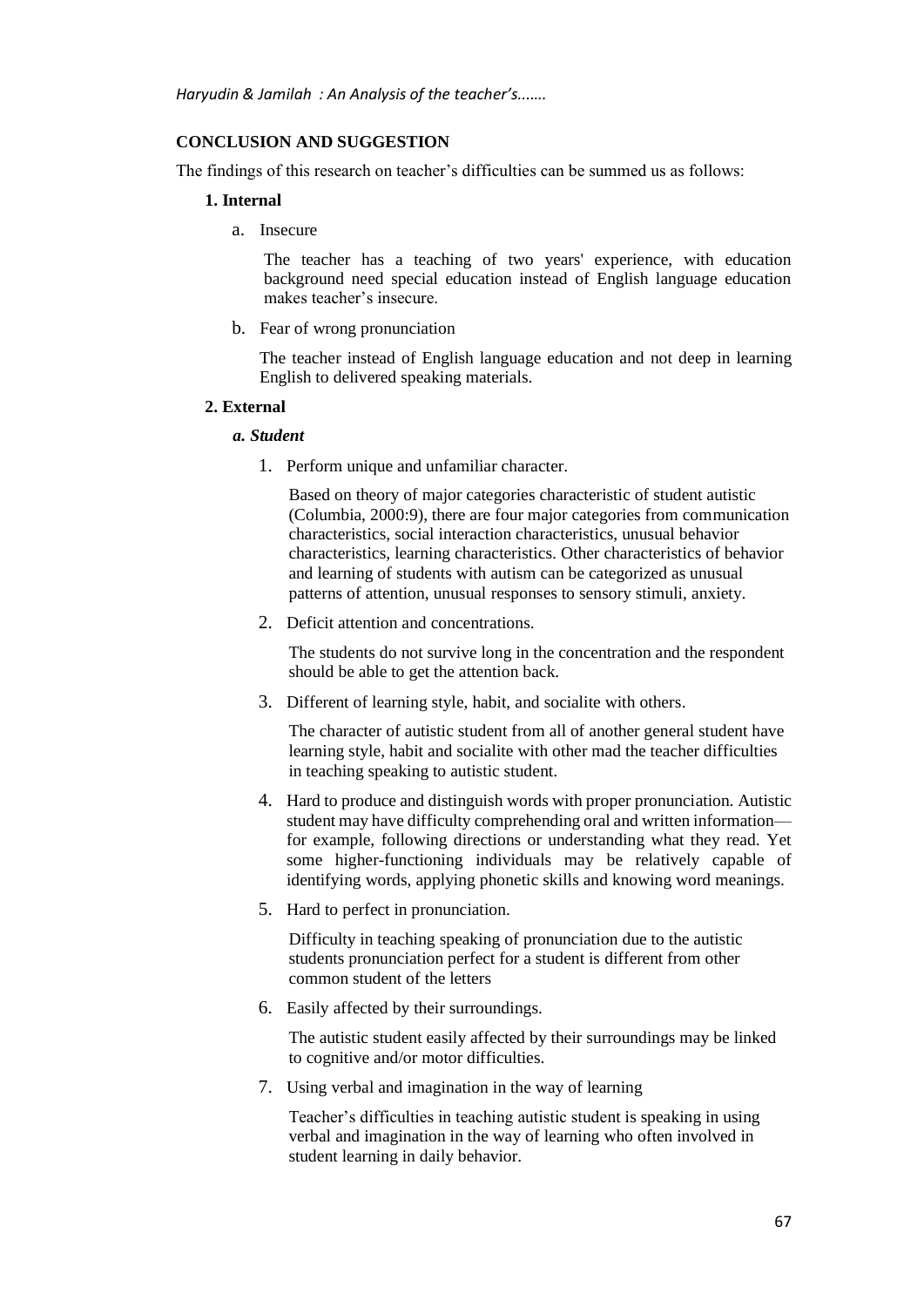## CONCLUSION AND SUGGESTION

The findings of this research on teacher's difficulties can be summed us as follows:

**1. Internal**

a. Insecure

The teacher has a teaching of two years' experience, with education background need special education instead of English language education makes teacher's insecure.

b. Fear of wrong pronunciation

The teacher instead of English language education and not deep in learning English to delivered speaking materials.

**2. External**

***a. Student***

1. Perform unique and unfamiliar character.

   Based on theory of major categories characteristic of student autistic (Columbia, 2000:9), there are four major categories from communication characteristics, social interaction characteristics, unusual behavior characteristics, learning characteristics. Other characteristics of behavior and learning of students with autism can be categorized as unusual patterns of attention, unusual responses to sensory stimuli, anxiety.

2. Deficit attention and concentrations.

   The students do not survive long in the concentration and the respondent should be able to get the attention back.

3. Different of learning style, habit, and socialite with others.

   The character of autistic student from all of another general student have learning style, habit and socialite with other mad the teacher difficulties in teaching speaking to autistic student.

4. Hard to produce and distinguish words with proper pronunciation. Autistic student may have difficulty comprehending oral and written information—for example, following directions or understanding what they read. Yet some higher-functioning individuals may be relatively capable of identifying words, applying phonetic skills and knowing word meanings.

5. Hard to perfect in pronunciation.

   Difficulty in teaching speaking of pronunciation due to the autistic students pronunciation perfect for a student is different from other common student of the letters

6. Easily affected by their surroundings.

   The autistic student easily affected by their surroundings may be linked to cognitive and/or motor difficulties.

7. Using verbal and imagination in the way of learning

   Teacher's difficulties in teaching autistic student is speaking in using verbal and imagination in the way of learning who often involved in student learning in daily behavior.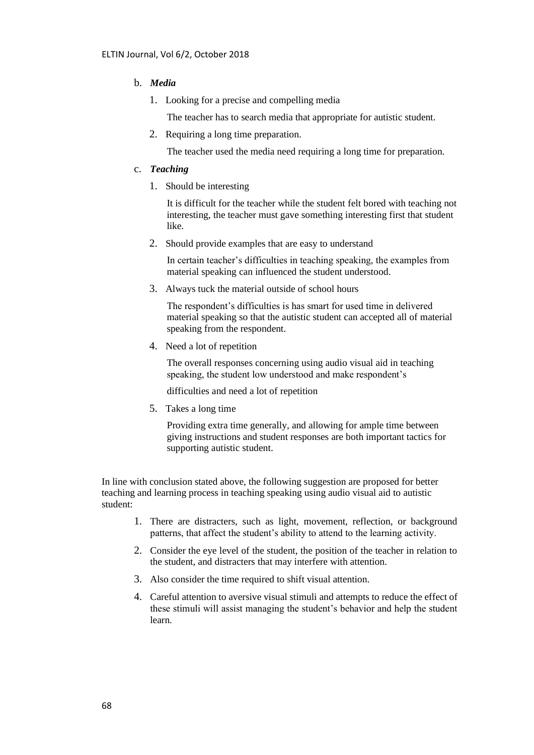b. ***Media***

1. Looking for a precise and compelling media

   The teacher has to search media that appropriate for autistic student.

2. Requiring a long time preparation.

   The teacher used the media need requiring a long time for preparation.

c. ***Teaching***

1. Should be interesting

   It is difficult for the teacher while the student felt bored with teaching not interesting, the teacher must gave something interesting first that student like.

2. Should provide examples that are easy to understand

   In certain teacher's difficulties in teaching speaking, the examples from material speaking can influenced the student understood.

3. Always tuck the material outside of school hours

   The respondent's difficulties is has smart for used time in delivered material speaking so that the autistic student can accepted all of material speaking from the respondent.

4. Need a lot of repetition

   The overall responses concerning using audio visual aid in teaching speaking, the student low understood and make respondent's

   difficulties and need a lot of repetition

5. Takes a long time

   Providing extra time generally, and allowing for ample time between giving instructions and student responses are both important tactics for supporting autistic student.

In line with conclusion stated above, the following suggestion are proposed for better teaching and learning process in teaching speaking using audio visual aid to autistic student:

1. There are distracters, such as light, movement, reflection, or background patterns, that affect the student's ability to attend to the learning activity.
2. Consider the eye level of the student, the position of the teacher in relation to the student, and distracters that may interfere with attention.
3. Also consider the time required to shift visual attention.
4. Careful attention to aversive visual stimuli and attempts to reduce the effect of these stimuli will assist managing the student's behavior and help the student learn.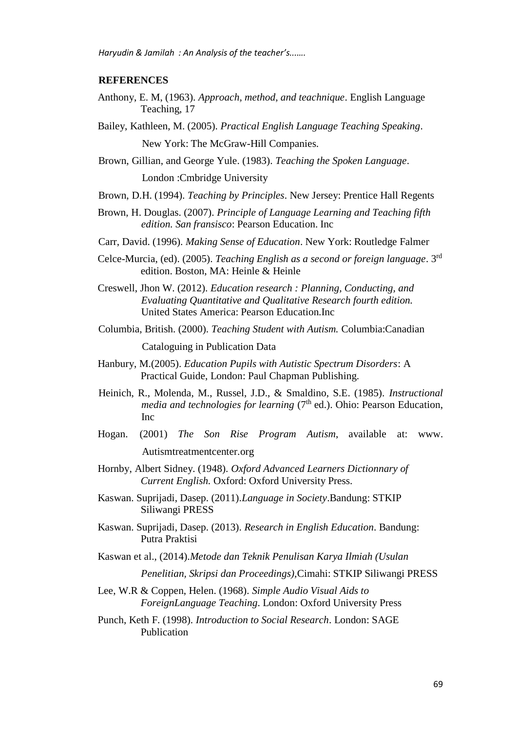## REFERENCES

Anthony, E. M, (1963). *Approach, method, and teachnique*. English Language Teaching, 17

Bailey, Kathleen, M. (2005). *Practical English Language Teaching Speaking*. New York: The McGraw-Hill Companies.

Brown, Gillian, and George Yule. (1983). *Teaching the Spoken Language*. London :Cmbridge University

Brown, D.H. (1994). *Teaching by Principles*. New Jersey: Prentice Hall Regents

Brown, H. Douglas. (2007). *Principle of Language Learning and Teaching fifth edition. San fransisco*: Pearson Education. Inc

Carr, David. (1996). *Making Sense of Education*. New York: Routledge Falmer

Celce-Murcia, (ed). (2005). *Teaching English as a second or foreign language*. 3rd edition. Boston, MA: Heinle & Heinle

Creswell, Jhon W. (2012). *Education research : Planning, Conducting, and Evaluating Quantitative and Qualitative Research fourth edition.* United States America: Pearson Education.Inc

Columbia, British. (2000). *Teaching Student with Autism.* Columbia:Canadian Cataloguing in Publication Data

Hanbury, M.(2005). *Education Pupils with Autistic Spectrum Disorders*: A Practical Guide, London: Paul Chapman Publishing.

Heinich, R., Molenda, M., Russel, J.D., & Smaldino, S.E. (1985). *Instructional media and technologies for learning* (7th ed.). Ohio: Pearson Education, Inc

Hogan. (2001) *The Son Rise Program Autism*, available at: www. Autismtreatmentcenter.org

Hornby, Albert Sidney. (1948). *Oxford Advanced Learners Dictionnary of Current English.* Oxford: Oxford University Press.

Kaswan. Suprijadi, Dasep. (2011).*Language in Society*.Bandung: STKIP Siliwangi PRESS

Kaswan. Suprijadi, Dasep. (2013). *Research in English Education*. Bandung: Putra Praktisi

Kaswan et al., (2014).*Metode dan Teknik Penulisan Karya Ilmiah (Usulan Penelitian, Skripsi dan Proceedings)*,Cimahi: STKIP Siliwangi PRESS

Lee, W.R & Coppen, Helen. (1968). *Simple Audio Visual Aids to ForeignLanguage Teaching*. London: Oxford University Press

Punch, Keth F. (1998). *Introduction to Social Research*. London: SAGE Publication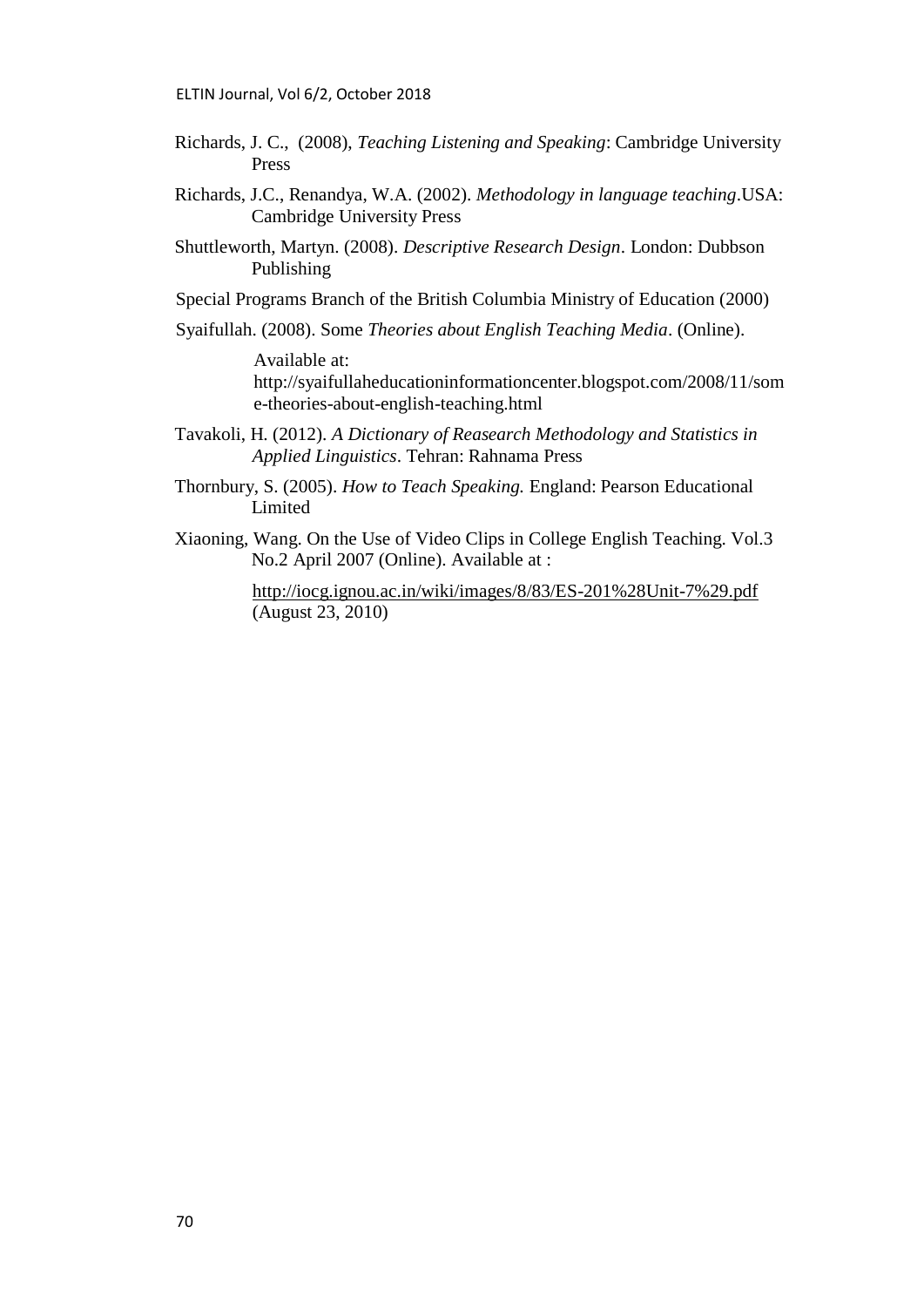Richards, J. C., (2008), *Teaching Listening and Speaking*: Cambridge University Press

Richards, J.C., Renandya, W.A. (2002). *Methodology in language teaching*.USA: Cambridge University Press

Shuttleworth, Martyn. (2008). *Descriptive Research Design*. London: Dubbson Publishing

Special Programs Branch of the British Columbia Ministry of Education (2000)

Syaifullah. (2008). Some *Theories about English Teaching Media*. (Online).

Available at: http://syaifullaheducationinformationcenter.blogspot.com/2008/11/some-theories-about-english-teaching.html

Tavakoli, H. (2012). *A Dictionary of Reasearch Methodology and Statistics in Applied Linguistics*. Tehran: Rahnama Press

Thornbury, S. (2005). *How to Teach Speaking.* England: Pearson Educational Limited

Xiaoning, Wang. On the Use of Video Clips in College English Teaching. Vol.3 No.2 April 2007 (Online). Available at :

http://iocg.ignou.ac.in/wiki/images/8/83/ES-201%28Unit-7%29.pdf (August 23, 2010)